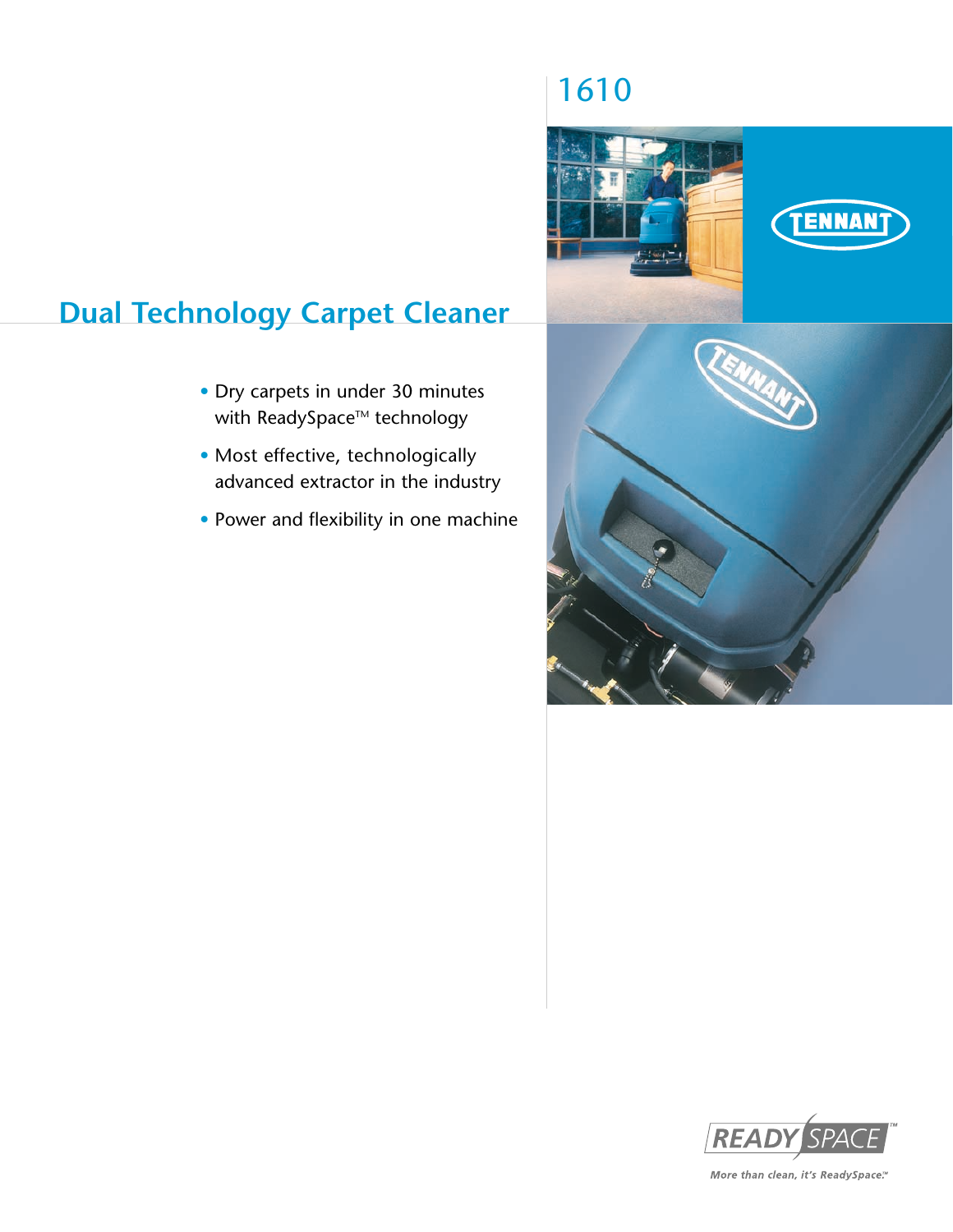# 1610

## Dual Technology Carpet Cleaner

- Dry carpets in under 30 minutes with ReadySpace™ technology
- Most effective, technologically advanced extractor in the industry
- Power and flexibility in one machine

READY SPACE™

*More than clean, it's ReadySpace.℠*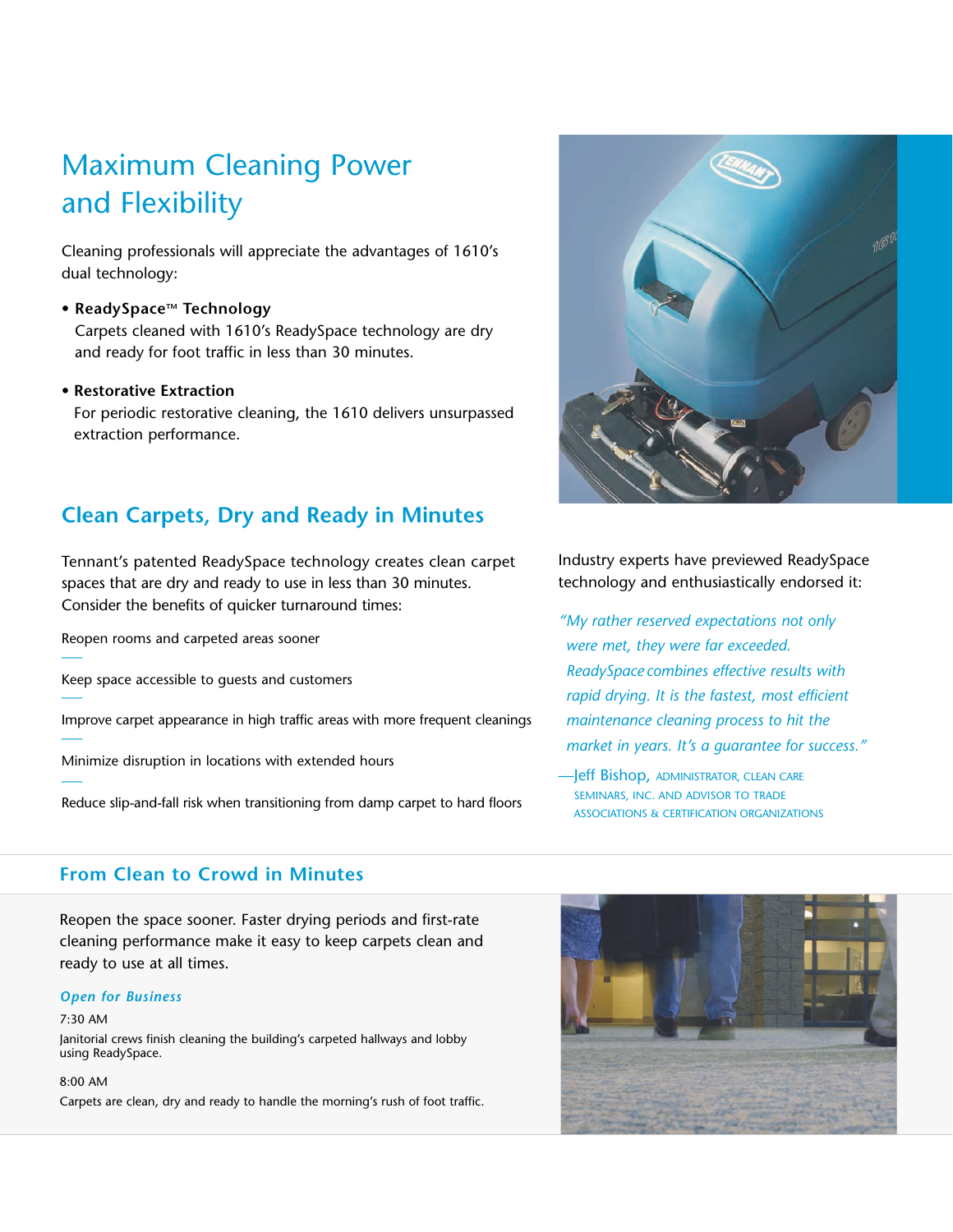# Maximum Cleaning Power and Flexibility

Cleaning professionals will appreciate the advantages of 1610's dual technology:

- **ReadySpace™ Technology**
  Carpets cleaned with 1610's ReadySpace technology are dry and ready for foot traffic in less than 30 minutes.

- **Restorative Extraction**
  For periodic restorative cleaning, the 1610 delivers unsurpassed extraction performance.

## Clean Carpets, Dry and Ready in Minutes

Tennant's patented ReadySpace technology creates clean carpet spaces that are dry and ready to use in less than 30 minutes. Consider the benefits of quicker turnaround times:

Reopen rooms and carpeted areas sooner

Keep space accessible to guests and customers

Improve carpet appearance in high traffic areas with more frequent cleanings

Minimize disruption in locations with extended hours

Reduce slip-and-fall risk when transitioning from damp carpet to hard floors

Industry experts have previewed ReadySpace technology and enthusiastically endorsed it:

*"My rather reserved expectations not only were met, they were far exceeded. ReadySpace combines effective results with rapid drying. It is the fastest, most efficient maintenance cleaning process to hit the market in years. It's a guarantee for success."*

—Jeff Bishop, ADMINISTRATOR, CLEAN CARE SEMINARS, INC. AND ADVISOR TO TRADE ASSOCIATIONS & CERTIFICATION ORGANIZATIONS

## From Clean to Crowd in Minutes

Reopen the space sooner. Faster drying periods and first-rate cleaning performance make it easy to keep carpets clean and ready to use at all times.

***Open for Business***

7:30 AM

Janitorial crews finish cleaning the building's carpeted hallways and lobby using ReadySpace.

8:00 AM

Carpets are clean, dry and ready to handle the morning's rush of foot traffic.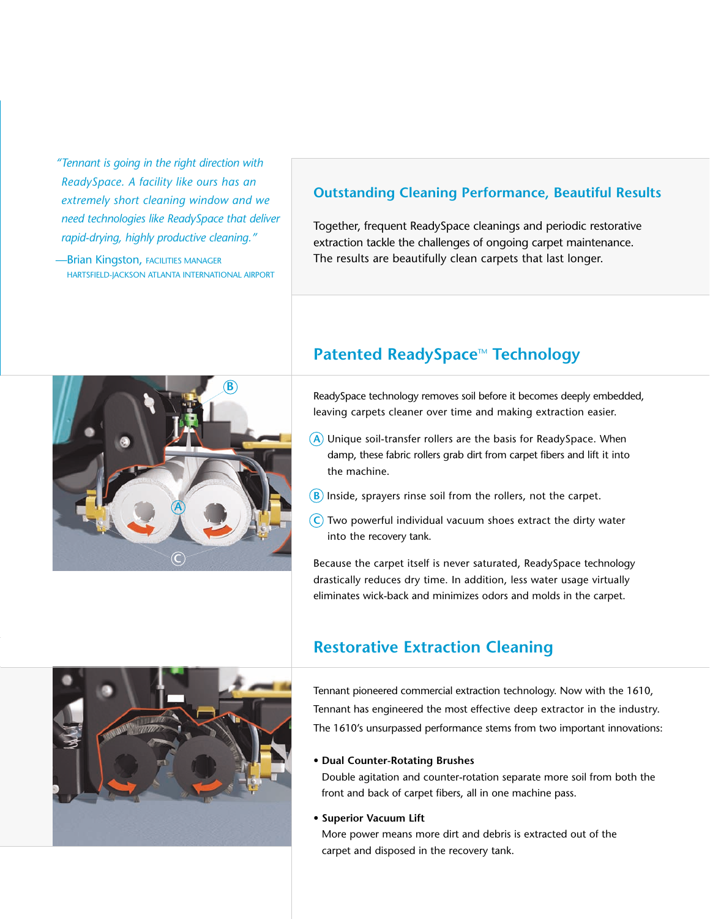*"Tennant is going in the right direction with ReadySpace. A facility like ours has an extremely short cleaning window and we need technologies like ReadySpace that deliver rapid-drying, highly productive cleaning."*

—Brian Kingston, FACILITIES MANAGER
HARTSFIELD-JACKSON ATLANTA INTERNATIONAL AIRPORT

## Outstanding Cleaning Performance, Beautiful Results

Together, frequent ReadySpace cleanings and periodic restorative extraction tackle the challenges of ongoing carpet maintenance. The results are beautifully clean carpets that last longer.

## Patented ReadySpace™ Technology

ReadySpace technology removes soil before it becomes deeply embedded, leaving carpets cleaner over time and making extraction easier.

Ⓐ Unique soil-transfer rollers are the basis for ReadySpace. When damp, these fabric rollers grab dirt from carpet fibers and lift it into the machine.

Ⓑ Inside, sprayers rinse soil from the rollers, not the carpet.

Ⓒ Two powerful individual vacuum shoes extract the dirty water into the recovery tank.

Because the carpet itself is never saturated, ReadySpace technology drastically reduces dry time. In addition, less water usage virtually eliminates wick-back and minimizes odors and molds in the carpet.

## Restorative Extraction Cleaning

Tennant pioneered commercial extraction technology. Now with the 1610, Tennant has engineered the most effective deep extractor in the industry. The 1610's unsurpassed performance stems from two important innovations:

- **Dual Counter-Rotating Brushes**
  Double agitation and counter-rotation separate more soil from both the front and back of carpet fibers, all in one machine pass.

- **Superior Vacuum Lift**
  More power means more dirt and debris is extracted out of the carpet and disposed in the recovery tank.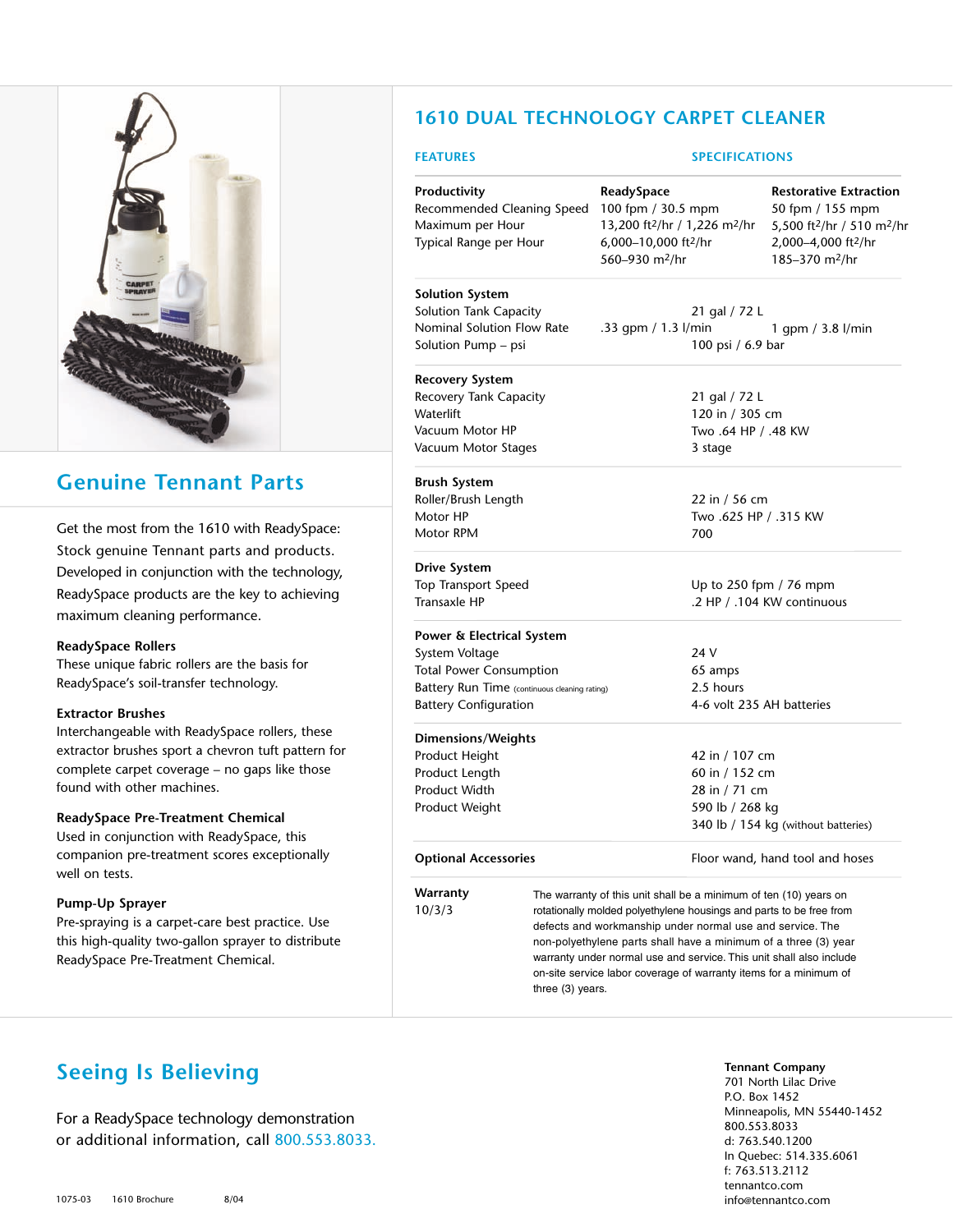## Genuine Tennant Parts

Get the most from the 1610 with ReadySpace: Stock genuine Tennant parts and products. Developed in conjunction with the technology, ReadySpace products are the key to achieving maximum cleaning performance.

**ReadySpace Rollers**
These unique fabric rollers are the basis for ReadySpace's soil-transfer technology.

**Extractor Brushes**
Interchangeable with ReadySpace rollers, these extractor brushes sport a chevron tuft pattern for complete carpet coverage – no gaps like those found with other machines.

**ReadySpace Pre-Treatment Chemical**
Used in conjunction with ReadySpace, this companion pre-treatment scores exceptionally well on tests.

**Pump-Up Sprayer**
Pre-spraying is a carpet-care best practice. Use this high-quality two-gallon sprayer to distribute ReadySpace Pre-Treatment Chemical.

## 1610 DUAL TECHNOLOGY CARPET CLEANER

| FEATURES | SPECIFICATIONS | |
|---|---|---|
| **Productivity** | **ReadySpace** | **Restorative Extraction** |
| Recommended Cleaning Speed | 100 fpm / 30.5 mpm | 50 fpm / 155 mpm |
| Maximum per Hour | 13,200 ft$^2$/hr / 1,226 m$^2$/hr | 5,500 ft$^2$/hr / 510 m$^2$/hr |
| Typical Range per Hour | 6,000–10,000 ft$^2$/hr 560–930 m$^2$/hr | 2,000–4,000 ft$^2$/hr 185–370 m$^2$/hr |
| **Solution System** | | |
| Solution Tank Capacity | 21 gal / 72 L | |
| Nominal Solution Flow Rate | .33 gpm / 1.3 l/min | 1 gpm / 3.8 l/min |
| Solution Pump – psi | 100 psi / 6.9 bar | |
| **Recovery System** | | |
| Recovery Tank Capacity | 21 gal / 72 L | |
| Waterlift | 120 in / 305 cm | |
| Vacuum Motor HP | Two .64 HP / .48 KW | |
| Vacuum Motor Stages | 3 stage | |
| **Brush System** | | |
| Roller/Brush Length | 22 in / 56 cm | |
| Motor HP | Two .625 HP / .315 KW | |
| Motor RPM | 700 | |
| **Drive System** | | |
| Top Transport Speed | Up to 250 fpm / 76 mpm | |
| Transaxle HP | .2 HP / .104 KW continuous | |
| **Power & Electrical System** | | |
| System Voltage | 24 V | |
| Total Power Consumption | 65 amps | |
| Battery Run Time (continuous cleaning rating) | 2.5 hours | |
| Battery Configuration | 4-6 volt 235 AH batteries | |
| **Dimensions/Weights** | | |
| Product Height | 42 in / 107 cm | |
| Product Length | 60 in / 152 cm | |
| Product Width | 28 in / 71 cm | |
| Product Weight | 590 lb / 268 kg 340 lb / 154 kg (without batteries) | |
| **Optional Accessories** | Floor wand, hand tool and hoses | |

**Warranty**
10/3/3

The warranty of this unit shall be a minimum of ten (10) years on rotationally molded polyethylene housings and parts to be free from defects and workmanship under normal use and service. The non-polyethylene parts shall have a minimum of a three (3) year warranty under normal use and service. This unit shall also include on-site service labor coverage of warranty items for a minimum of three (3) years.

## Seeing Is Believing

For a ReadySpace technology demonstration or additional information, call 800.553.8033.

**Tennant Company**
701 North Lilac Drive
P.O. Box 1452
Minneapolis, MN 55440-1452
800.553.8033
d: 763.540.1200
In Quebec: 514.335.6061
f: 763.513.2112
tennantco.com
info@tennantco.com

1075-03 1610 Brochure 8/04